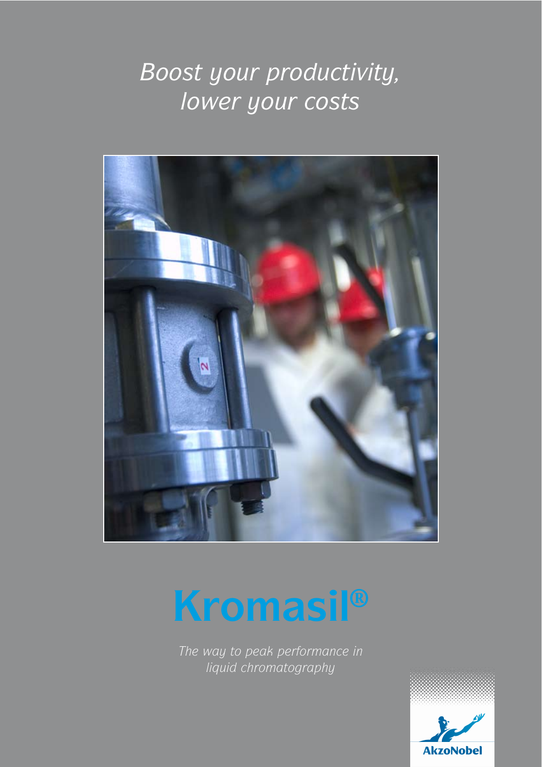*Boost your productivity, lower your costs*

# Kromasil®

*The way to peak performance in liquid chromatography*

AkzoNobel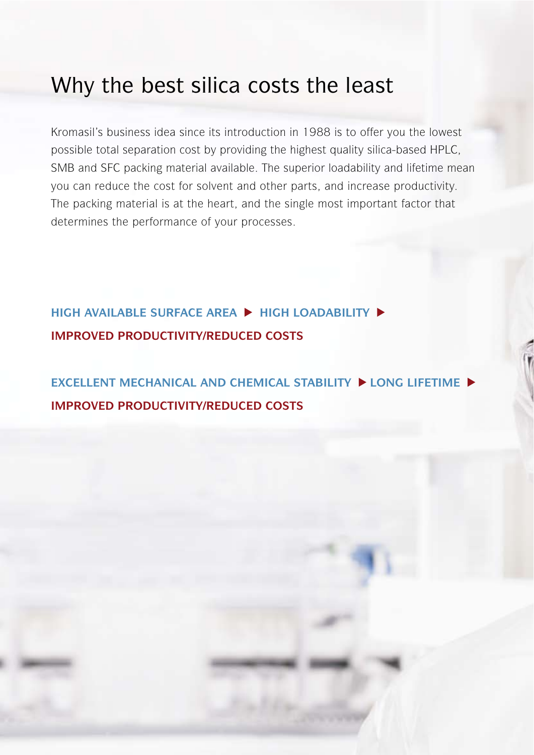# Why the best silica costs the least

Kromasil's business idea since its introduction in 1988 is to offer you the lowest possible total separation cost by providing the highest quality silica-based HPLC, SMB and SFC packing material available. The superior loadability and lifetime mean you can reduce the cost for solvent and other parts, and increase productivity. The packing material is at the heart, and the single most important factor that determines the performance of your processes.

**HIGH AVAILABLE SURFACE AREA ▶ HIGH LOADABILITY ▶ IMPROVED PRODUCTIVITY/REDUCED COSTS**

**EXCELLENT MECHANICAL AND CHEMICAL STABILITY ▶ LONG LIFETIME ▶ IMPROVED PRODUCTIVITY/REDUCED COSTS**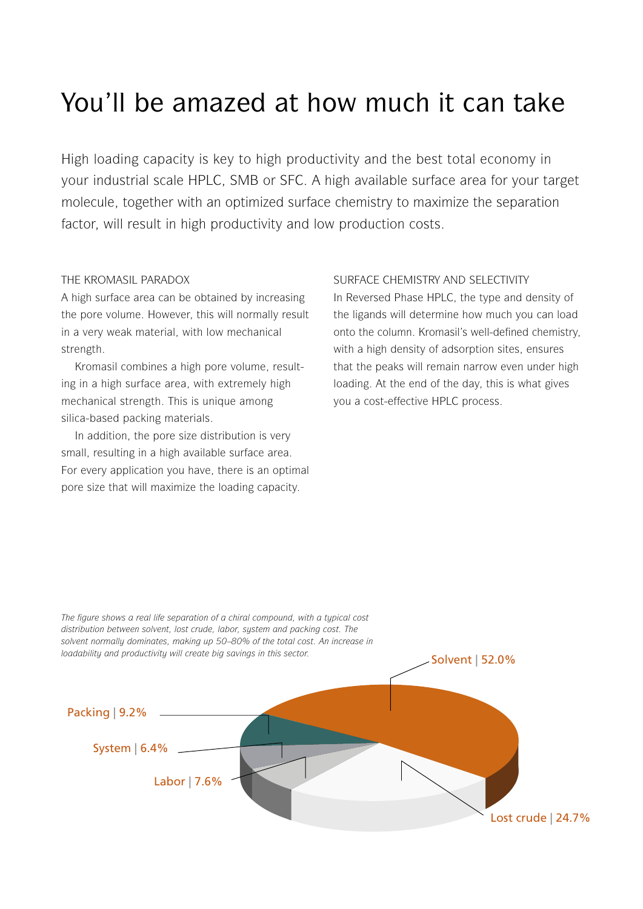# You'll be amazed at how much it can take

High loading capacity is key to high productivity and the best total economy in your industrial scale HPLC, SMB or SFC. A high available surface area for your target molecule, together with an optimized surface chemistry to maximize the separation factor, will result in high productivity and low production costs.

### THE KROMASIL PARADOX

A high surface area can be obtained by increasing the pore volume. However, this will normally result in a very weak material, with low mechanical strength.

Kromasil combines a high pore volume, resulting in a high surface area, with extremely high mechanical strength. This is unique among silica-based packing materials.

In addition, the pore size distribution is very small, resulting in a high available surface area. For every application you have, there is an optimal pore size that will maximize the loading capacity.

### SURFACE CHEMISTRY AND SELECTIVITY

In Reversed Phase HPLC, the type and density of the ligands will determine how much you can load onto the column. Kromasil's well-defined chemistry, with a high density of adsorption sites, ensures that the peaks will remain narrow even under high loading. At the end of the day, this is what gives you a cost-effective HPLC process.

*The figure shows a real life separation of a chiral compound, with a typical cost distribution between solvent, lost crude, labor, system and packing cost. The solvent normally dominates, making up 50–80% of the total cost. An increase in loadability and productivity will create big savings in this sector.*

Solvent | 52.0%

Packing | 9.2%

System | 6.4%

Labor | 7.6%

Lost crude | 24.7%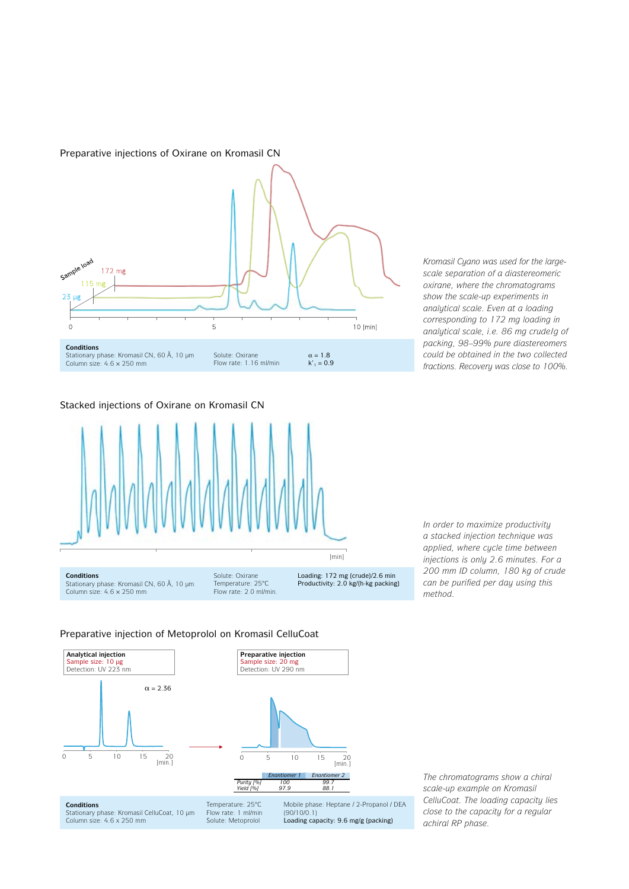## Preparative injections of Oxirane on Kromasil CN

Conditions
Stationary phase: Kromasil CN, 60 Å, 10 µm
Column size: 4.6 x 250 mm

Solute: Oxirane
Flow rate: 1.16 ml/min

$\alpha$ = 1.8
$k'_1$ = 0.9

*Kromasil Cyano was used for the large-scale separation of a diastereomeric oxirane, where the chromatograms show the scale-up experiments in analytical scale. Even at a loading corresponding to 172 mg loading in analytical scale, i.e. 86 mg crude/g of packing, 98–99% pure diastereomers could be obtained in the two collected fractions. Recovery was close to 100%.*

## Stacked injections of Oxirane on Kromasil CN

Conditions
Stationary phase: Kromasil CN, 60 Å, 10 µm
Column size: 4.6 x 250 mm

Solute: Oxirane
Temperature: 25°C
Flow rate: 2.0 ml/min.

Loading: 172 mg (crude)/2.6 min
Productivity: 2.0 kg/(h·kg packing)

*In order to maximize productivity a stacked injection technique was applied, where cycle time between injections is only 2.6 minutes. For a 200 mm ID column, 180 kg of crude can be purified per day using this method.*

## Preparative injection of Metoprolol on Kromasil CelluCoat

**Analytical injection**
Sample size: 10 µg
Detection: UV 223 nm

$\alpha$ = 2.36

**Preparative injection**
Sample size: 20 mg
Detection: UV 290 nm

| | Enantiomer 1 | Enantiomer 2 |
|---|---|---|
| Purity [%] | 100 | 99.7 |
| Yield [%] | 97.9 | 88.1 |

Conditions
Stationary phase: Kromasil CelluCoat, 10 µm
Column size: 4.6 x 250 mm

Temperature: 25°C
Flow rate: 1 ml/min
Solute: Metoprolol

Mobile phase: Heptane / 2-Propanol / DEA (90/10/0.1)
Loading capacity: 9.6 mg/g (packing)

*The chromatograms show a chiral scale-up example on Kromasil CelluCoat. The loading capacity lies close to the capacity for a regular achiral RP phase.*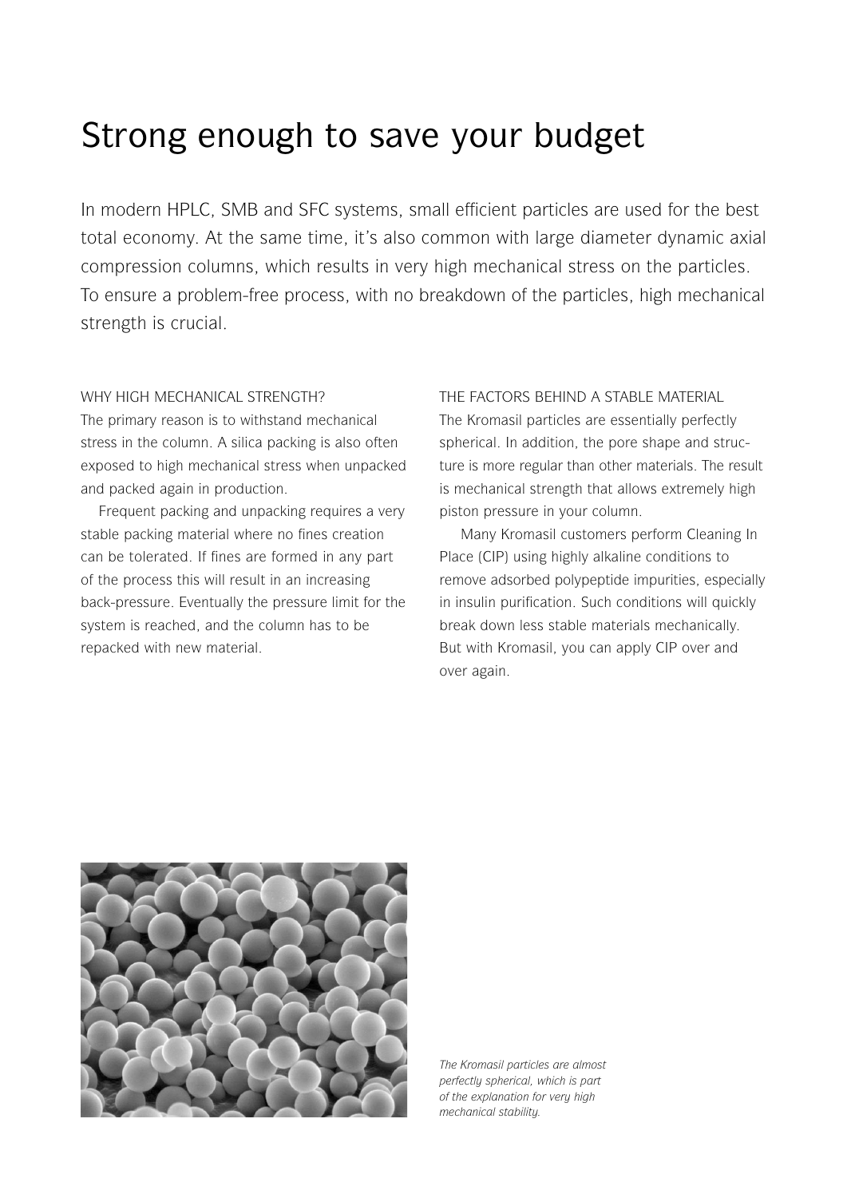# Strong enough to save your budget

In modern HPLC, SMB and SFC systems, small efficient particles are used for the best total economy. At the same time, it's also common with large diameter dynamic axial compression columns, which results in very high mechanical stress on the particles. To ensure a problem-free process, with no breakdown of the particles, high mechanical strength is crucial.

## WHY HIGH MECHANICAL STRENGTH?

The primary reason is to withstand mechanical stress in the column. A silica packing is also often exposed to high mechanical stress when unpacked and packed again in production.

Frequent packing and unpacking requires a very stable packing material where no fines creation can be tolerated. If fines are formed in any part of the process this will result in an increasing back-pressure. Eventually the pressure limit for the system is reached, and the column has to be repacked with new material.

## THE FACTORS BEHIND A STABLE MATERIAL

The Kromasil particles are essentially perfectly spherical. In addition, the pore shape and structure is more regular than other materials. The result is mechanical strength that allows extremely high piston pressure in your column.

Many Kromasil customers perform Cleaning In Place (CIP) using highly alkaline conditions to remove adsorbed polypeptide impurities, especially in insulin purification. Such conditions will quickly break down less stable materials mechanically. But with Kromasil, you can apply CIP over and over again.

*The Kromasil particles are almost perfectly spherical, which is part of the explanation for very high mechanical stability.*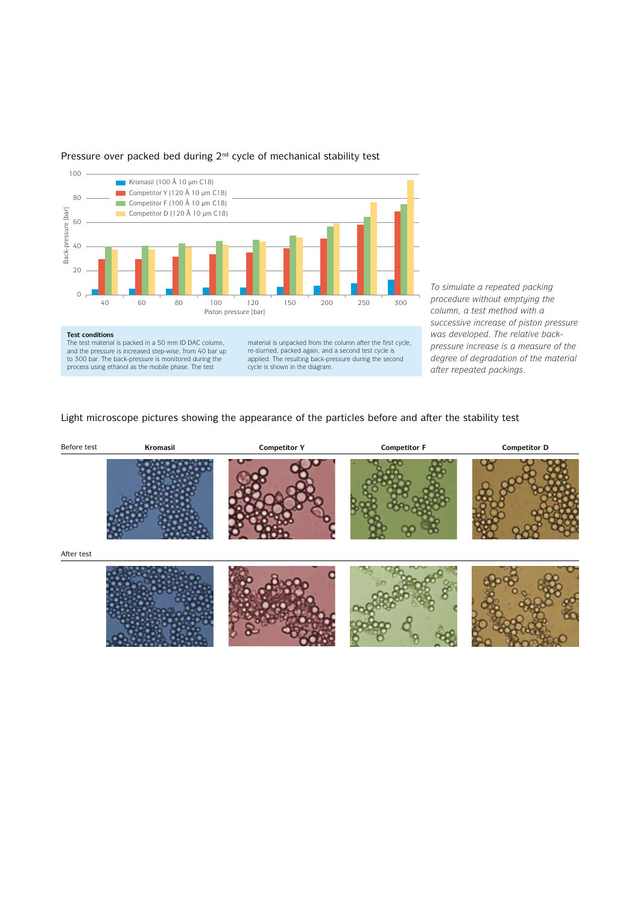## Pressure over packed bed during 2nd cycle of mechanical stability test

**Test conditions**
The test material is packed in a 50 mm ID DAC column, and the pressure is increased step-wise, from 40 bar up to 300 bar. The back-pressure is monitored during the process using ethanol as the mobile phase. The test material is unpacked from the column after the first cycle, re-slurried, packed again, and a second test cycle is applied. The resulting back-pressure during the second cycle is shown in the diagram.

*To simulate a repeated packing procedure without emptying the column, a test method with a successive increase of piston pressure was developed. The relative back-pressure increase is a measure of the degree of degradation of the material after repeated packings.*

## Light microscope pictures showing the appearance of the particles before and after the stability test

| | Kromasil | Competitor Y | Competitor F | Competitor D |
|---|---|---|---|---|
| Before test | | | | |
| After test | | | | |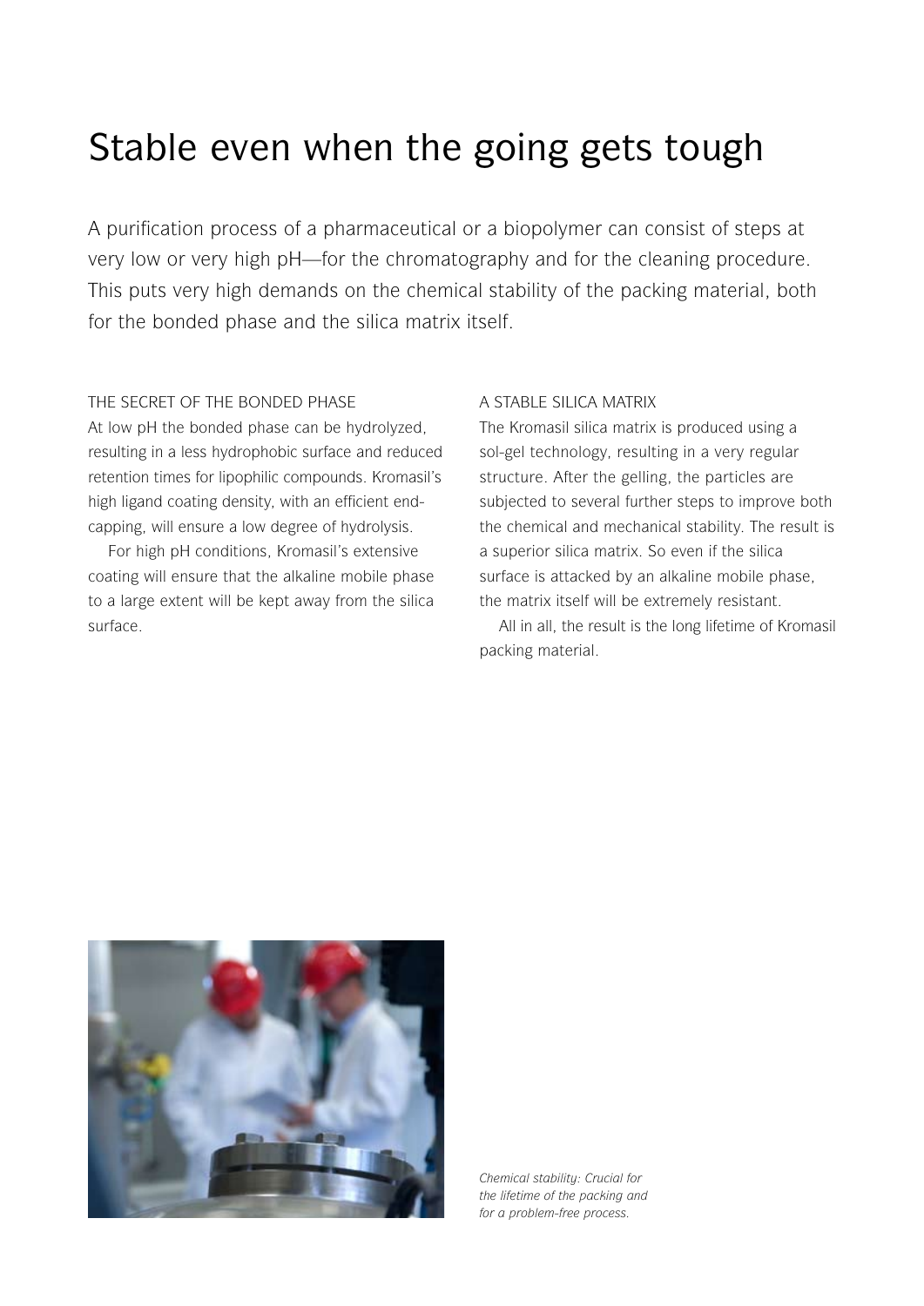# Stable even when the going gets tough

A purification process of a pharmaceutical or a biopolymer can consist of steps at very low or very high pH—for the chromatography and for the cleaning procedure. This puts very high demands on the chemical stability of the packing material, both for the bonded phase and the silica matrix itself.

## THE SECRET OF THE BONDED PHASE

At low pH the bonded phase can be hydrolyzed, resulting in a less hydrophobic surface and reduced retention times for lipophilic compounds. Kromasil's high ligand coating density, with an efficient end-capping, will ensure a low degree of hydrolysis.

For high pH conditions, Kromasil's extensive coating will ensure that the alkaline mobile phase to a large extent will be kept away from the silica surface.

## A STABLE SILICA MATRIX

The Kromasil silica matrix is produced using a sol-gel technology, resulting in a very regular structure. After the gelling, the particles are subjected to several further steps to improve both the chemical and mechanical stability. The result is a superior silica matrix. So even if the silica surface is attacked by an alkaline mobile phase, the matrix itself will be extremely resistant.

All in all, the result is the long lifetime of Kromasil packing material.

*Chemical stability: Crucial for the lifetime of the packing and for a problem-free process.*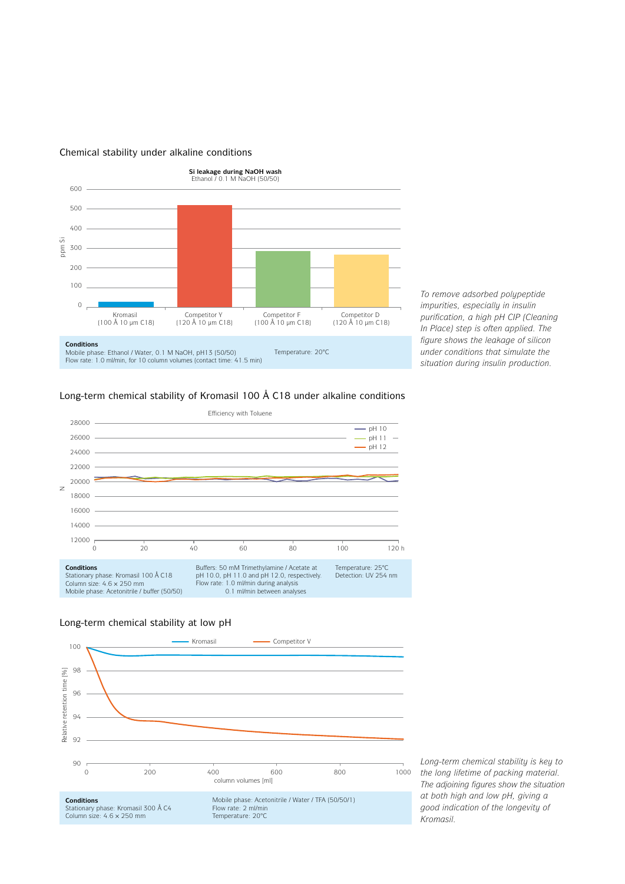## Chemical stability under alkaline conditions

**Si leakage during NaOH wash**
Ethanol / 0.1 M NaOH (50/50)

ppm Si

Kromasil (100 Å 10 µm C18)
Competitor Y (120 Å 10 µm C18)
Competitor F (100 Å 10 µm C18)
Competitor D (120 Å 10 µm C18)

**Conditions**
Mobile phase: Ethanol / Water, 0.1 M NaOH, pH13 (50/50)
Flow rate: 1.0 ml/min, for 10 column volumes (contact time: 41.5 min)
Temperature: 20°C

*To remove adsorbed polypeptide impurities, especially in insulin purification, a high pH CIP (Cleaning In Place) step is often applied. The figure shows the leakage of silicon under conditions that simulate the situation during insulin production.*

## Long-term chemical stability of Kromasil 100 Å C18 under alkaline conditions

Efficiency with Toluene

**Conditions**
Stationary phase: Kromasil 100 Å C18
Column size: 4.6 × 250 mm
Mobile phase: Acetonitrile / buffer (50/50)
Buffers: 50 mM Trimethylamine / Acetate at pH 10.0, pH 11.0 and pH 12.0, respectively.
Flow rate: 1.0 ml/min during analysis
0.1 ml/min between analyses
Temperature: 25°C
Detection: UV 254 nm

## Long-term chemical stability at low pH

Kromasil — Competitor V

Relative retention time [%]
column volumes [ml]

**Conditions**
Stationary phase: Kromasil 300 Å C4
Column size: 4.6 × 250 mm
Mobile phase: Acetonitrile / Water / TFA (50/50/1)
Flow rate: 2 ml/min
Temperature: 20°C

*Long-term chemical stability is key to the long lifetime of packing material. The adjoining figures show the situation at both high and low pH, giving a good indication of the longevity of Kromasil.*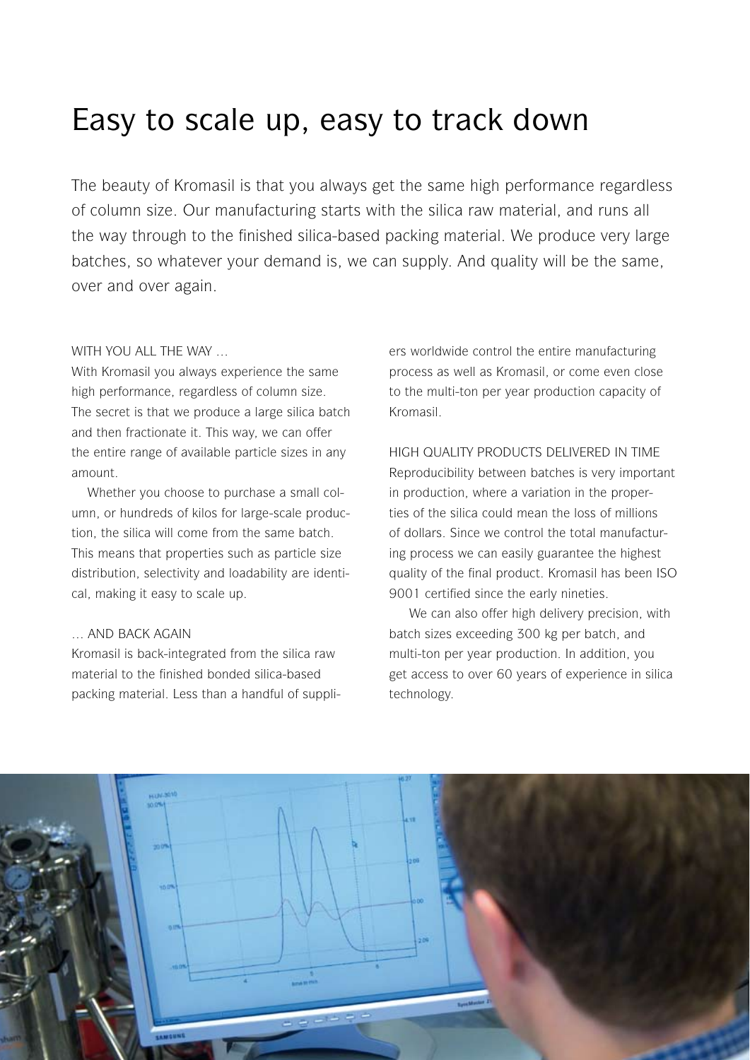# Easy to scale up, easy to track down

The beauty of Kromasil is that you always get the same high performance regardless of column size. Our manufacturing starts with the silica raw material, and runs all the way through to the finished silica-based packing material. We produce very large batches, so whatever your demand is, we can supply. And quality will be the same, over and over again.

WITH YOU ALL THE WAY ...

With Kromasil you always experience the same high performance, regardless of column size. The secret is that we produce a large silica batch and then fractionate it. This way, we can offer the entire range of available particle sizes in any amount.

Whether you choose to purchase a small column, or hundreds of kilos for large-scale production, the silica will come from the same batch. This means that properties such as particle size distribution, selectivity and loadability are identical, making it easy to scale up.

... AND BACK AGAIN

Kromasil is back-integrated from the silica raw material to the finished bonded silica-based packing material. Less than a handful of suppliers worldwide control the entire manufacturing process as well as Kromasil, or come even close to the multi-ton per year production capacity of Kromasil.

HIGH QUALITY PRODUCTS DELIVERED IN TIME

Reproducibility between batches is very important in production, where a variation in the properties of the silica could mean the loss of millions of dollars. Since we control the total manufacturing process we can easily guarantee the highest quality of the final product. Kromasil has been ISO 9001 certified since the early nineties.

We can also offer high delivery precision, with batch sizes exceeding 300 kg per batch, and multi-ton per year production. In addition, you get access to over 60 years of experience in silica technology.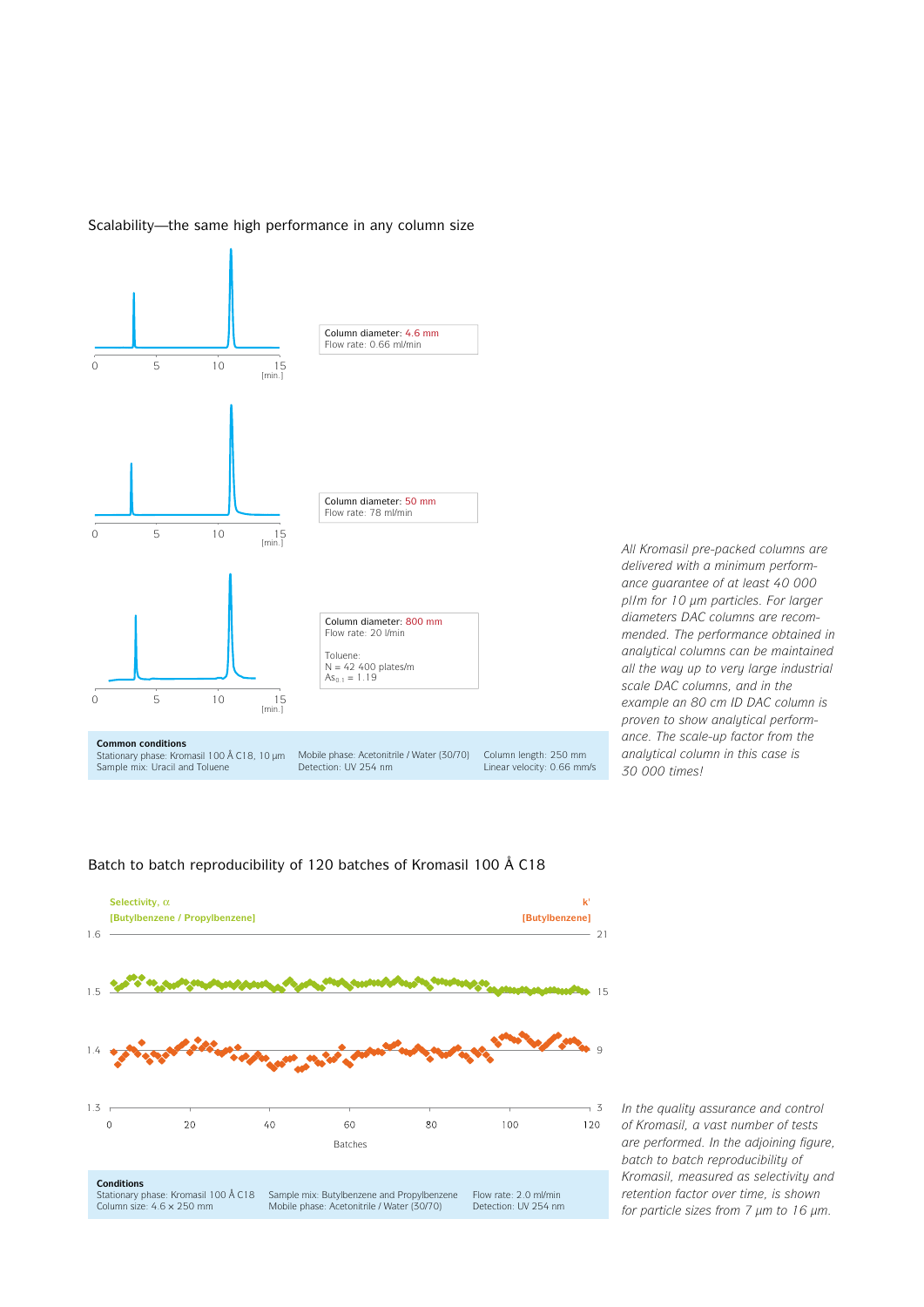## Scalability—the same high performance in any column size

Column diameter: 4.6 mm
Flow rate: 0.66 ml/min

Column diameter: 50 mm
Flow rate: 78 ml/min

Column diameter: 800 mm
Flow rate: 20 l/min

Toluene:
N = 42 400 plates/m
$As_{0.1}$ = 1.19

**Common conditions**
Stationary phase: Kromasil 100 Å C18, 10 µm
Sample mix: Uracil and Toluene
Mobile phase: Acetonitrile / Water (30/70)
Detection: UV 254 nm
Column length: 250 mm
Linear velocity: 0.66 mm/s

*All Kromasil pre-packed columns are delivered with a minimum performance guarantee of at least 40 000 pl/m for 10 µm particles. For larger diameters DAC columns are recommended. The performance obtained in analytical columns can be maintained all the way up to very large industrial scale DAC columns, and in the example an 80 cm ID DAC column is proven to show analytical performance. The scale-up factor from the analytical column in this case is 30 000 times!*

## Batch to batch reproducibility of 120 batches of Kromasil 100 Å C18

**Conditions**
Stationary phase: Kromasil 100 Å C18
Column size: 4.6 × 250 mm
Sample mix: Butylbenzene and Propylbenzene
Mobile phase: Acetonitrile / Water (30/70)
Flow rate: 2.0 ml/min
Detection: UV 254 nm

*In the quality assurance and control of Kromasil, a vast number of tests are performed. In the adjoining figure, batch to batch reproducibility of Kromasil, measured as selectivity and retention factor over time, is shown for particle sizes from 7 µm to 16 µm.*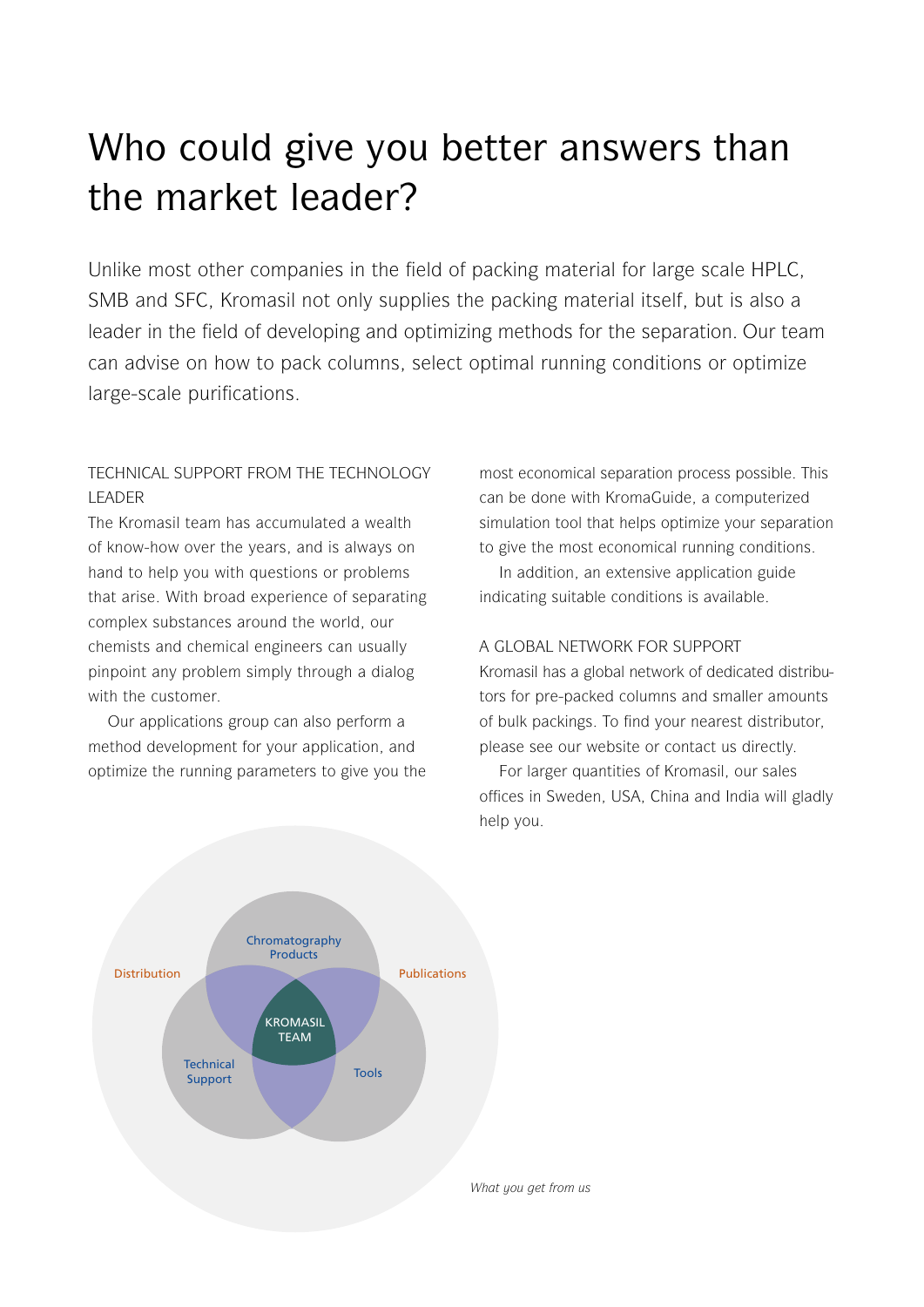# Who could give you better answers than the market leader?

Unlike most other companies in the field of packing material for large scale HPLC, SMB and SFC, Kromasil not only supplies the packing material itself, but is also a leader in the field of developing and optimizing methods for the separation. Our team can advise on how to pack columns, select optimal running conditions or optimize large-scale purifications.

## TECHNICAL SUPPORT FROM THE TECHNOLOGY LEADER

The Kromasil team has accumulated a wealth of know-how over the years, and is always on hand to help you with questions or problems that arise. With broad experience of separating complex substances around the world, our chemists and chemical engineers can usually pinpoint any problem simply through a dialog with the customer.

Our applications group can also perform a method development for your application, and optimize the running parameters to give you the most economical separation process possible. This can be done with KromaGuide, a computerized simulation tool that helps optimize your separation to give the most economical running conditions.

In addition, an extensive application guide indicating suitable conditions is available.

## A GLOBAL NETWORK FOR SUPPORT

Kromasil has a global network of dedicated distributors for pre-packed columns and smaller amounts of bulk packings. To find your nearest distributor, please see our website or contact us directly.

For larger quantities of Kromasil, our sales offices in Sweden, USA, China and India will gladly help you.

Distribution

Chromatography Products

Publications

KROMASIL TEAM

Technical Support

Tools

*What you get from us*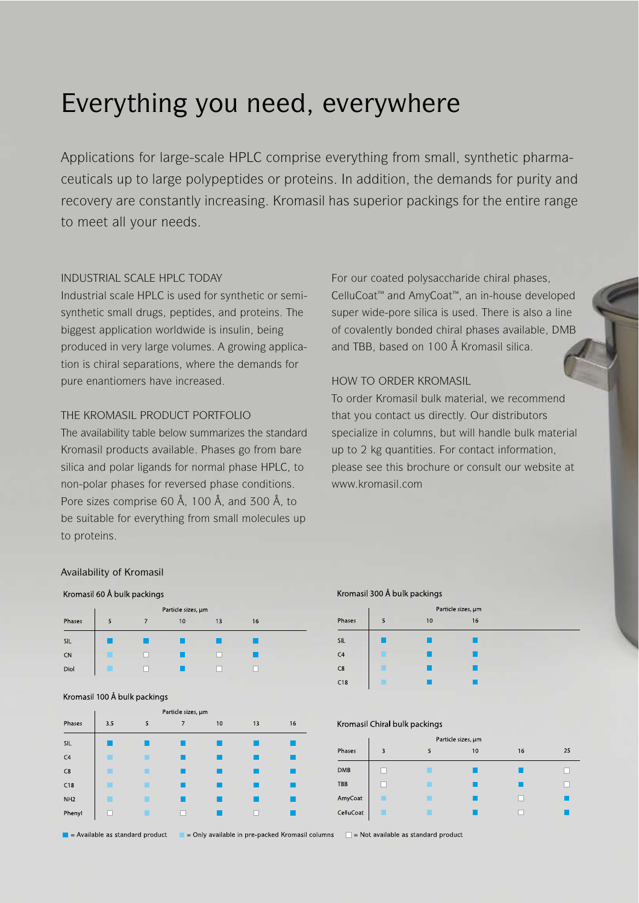# Everything you need, everywhere

Applications for large-scale HPLC comprise everything from small, synthetic pharmaceuticals up to large polypeptides or proteins. In addition, the demands for purity and recovery are constantly increasing. Kromasil has superior packings for the entire range to meet all your needs.

## INDUSTRIAL SCALE HPLC TODAY

Industrial scale HPLC is used for synthetic or semi-synthetic small drugs, peptides, and proteins. The biggest application worldwide is insulin, being produced in very large volumes. A growing application is chiral separations, where the demands for pure enantiomers have increased.

## THE KROMASIL PRODUCT PORTFOLIO

The availability table below summarizes the standard Kromasil products available. Phases go from bare silica and polar ligands for normal phase HPLC, to non-polar phases for reversed phase conditions. Pore sizes comprise 60 Å, 100 Å, and 300 Å, to be suitable for everything from small molecules up to proteins.

For our coated polysaccharide chiral phases, CelluCoat™ and AmyCoat™, an in-house developed super wide-pore silica is used. There is also a line of covalently bonded chiral phases available, DMB and TBB, based on 100 Å Kromasil silica.

## HOW TO ORDER KROMASIL

To order Kromasil bulk material, we recommend that you contact us directly. Our distributors specialize in columns, but will handle bulk material up to 2 kg quantities. For contact information, please see this brochure or consult our website at www.kromasil.com

## Availability of Kromasil

### Kromasil 60 Å bulk packings

| Phases | Particle sizes, µm: 5 | 7 | 10 | 13 | 16 |
|---|---|---|---|---|---|
| SIL | ■ | ■ | ■ | ■ | ■ |
| CN | ▣ | □ | ■ | □ | ■ |
| Diol | ▣ | □ | ■ | □ | □ |

### Kromasil 100 Å bulk packings

| Phases | Particle sizes, µm: 3.5 | 5 | 7 | 10 | 13 | 16 |
|---|---|---|---|---|---|---|
| SIL | ■ | ■ | ■ | ■ | ■ | ■ |
| C4 | ▣ | ▣ | ■ | ■ | ■ | ■ |
| C8 | ▣ | ▣ | ■ | ■ | ■ | ■ |
| C18 | ▣ | ▣ | ■ | ■ | ■ | ■ |
| NH2 | ▣ | ▣ | ■ | ■ | ■ | ■ |
| Phenyl | □ | ▣ | □ | ■ | □ | ■ |

### Kromasil 300 Å bulk packings

| Phases | Particle sizes, µm: 5 | 10 | 16 |
|---|---|---|---|
| SIL | ■ | ■ | ■ |
| C4 | ▣ | ■ | ■ |
| C8 | ▣ | ■ | ■ |
| C18 | ▣ | ■ | ■ |

### Kromasil Chiral bulk packings

| Phases | Particle sizes, µm: 3 | 5 | 10 | 16 | 25 |
|---|---|---|---|---|---|
| DMB | □ | ▣ | ■ | ■ | □ |
| TBB | □ | ▣ | ■ | ■ | □ |
| AmyCoat | ▣ | ▣ | ■ | □ | ■ |
| CelluCoat | ▣ | ▣ | ■ | □ | ■ |

■ = Available as standard product ▣ = Only available in pre-packed Kromasil columns □ = Not available as standard product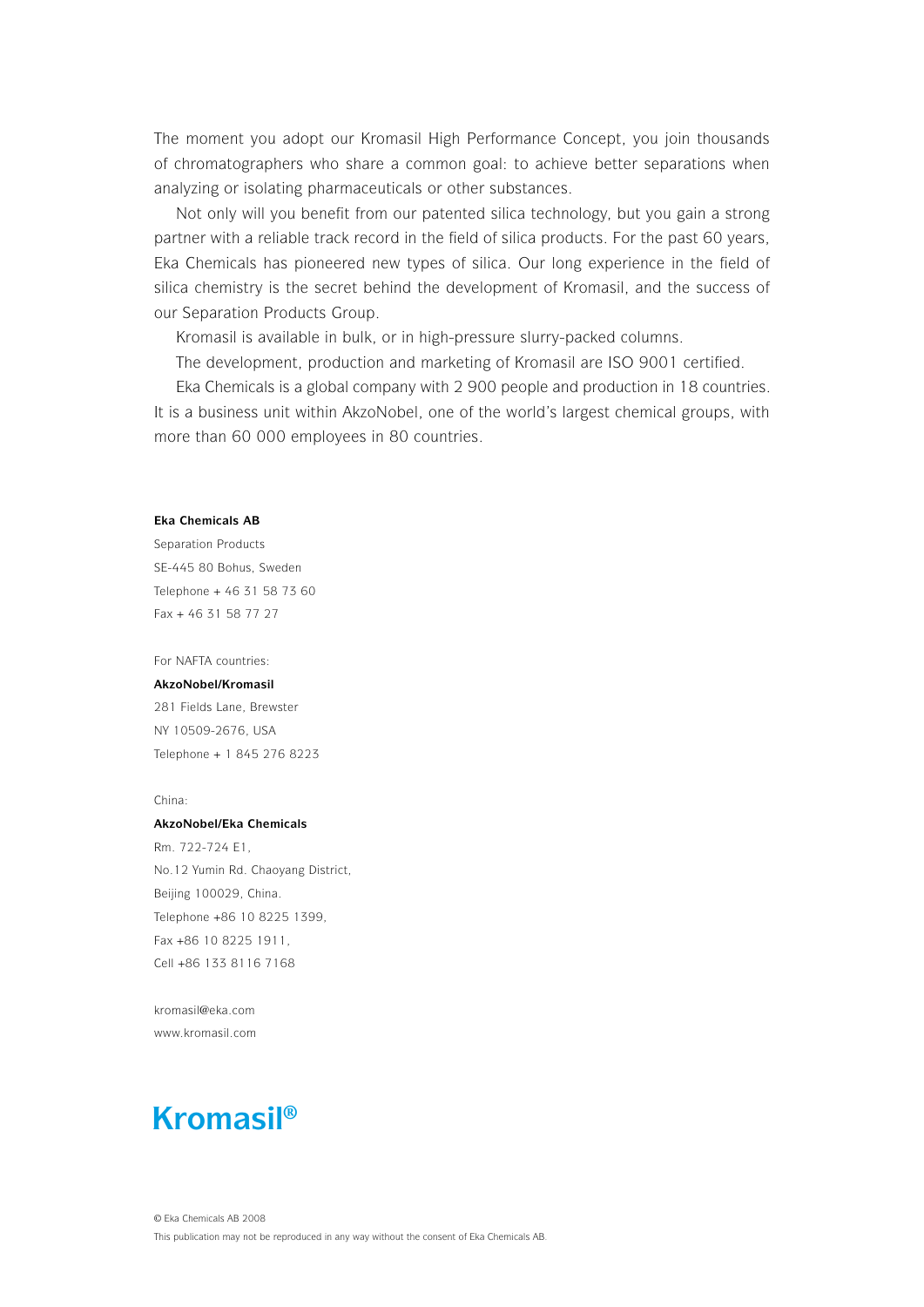The moment you adopt our Kromasil High Performance Concept, you join thousands of chromatographers who share a common goal: to achieve better separations when analyzing or isolating pharmaceuticals or other substances.

Not only will you benefit from our patented silica technology, but you gain a strong partner with a reliable track record in the field of silica products. For the past 60 years, Eka Chemicals has pioneered new types of silica. Our long experience in the field of silica chemistry is the secret behind the development of Kromasil, and the success of our Separation Products Group.

Kromasil is available in bulk, or in high-pressure slurry-packed columns.

The development, production and marketing of Kromasil are ISO 9001 certified.

Eka Chemicals is a global company with 2 900 people and production in 18 countries. It is a business unit within AkzoNobel, one of the world's largest chemical groups, with more than 60 000 employees in 80 countries.

**Eka Chemicals AB**
Separation Products
SE-445 80 Bohus, Sweden
Telephone + 46 31 58 73 60
Fax + 46 31 58 77 27

For NAFTA countries:
**AkzoNobel/Kromasil**
281 Fields Lane, Brewster
NY 10509-2676, USA
Telephone + 1 845 276 8223

China:
**AkzoNobel/Eka Chemicals**
Rm. 722-724 E1,
No.12 Yumin Rd. Chaoyang District,
Beijing 100029, China.
Telephone +86 10 8225 1399,
Fax +86 10 8225 1911,
Cell +86 133 8116 7168

kromasil@eka.com
www.kromasil.com

**Kromasil®**

© Eka Chemicals AB 2008
This publication may not be reproduced in any way without the consent of Eka Chemicals AB.